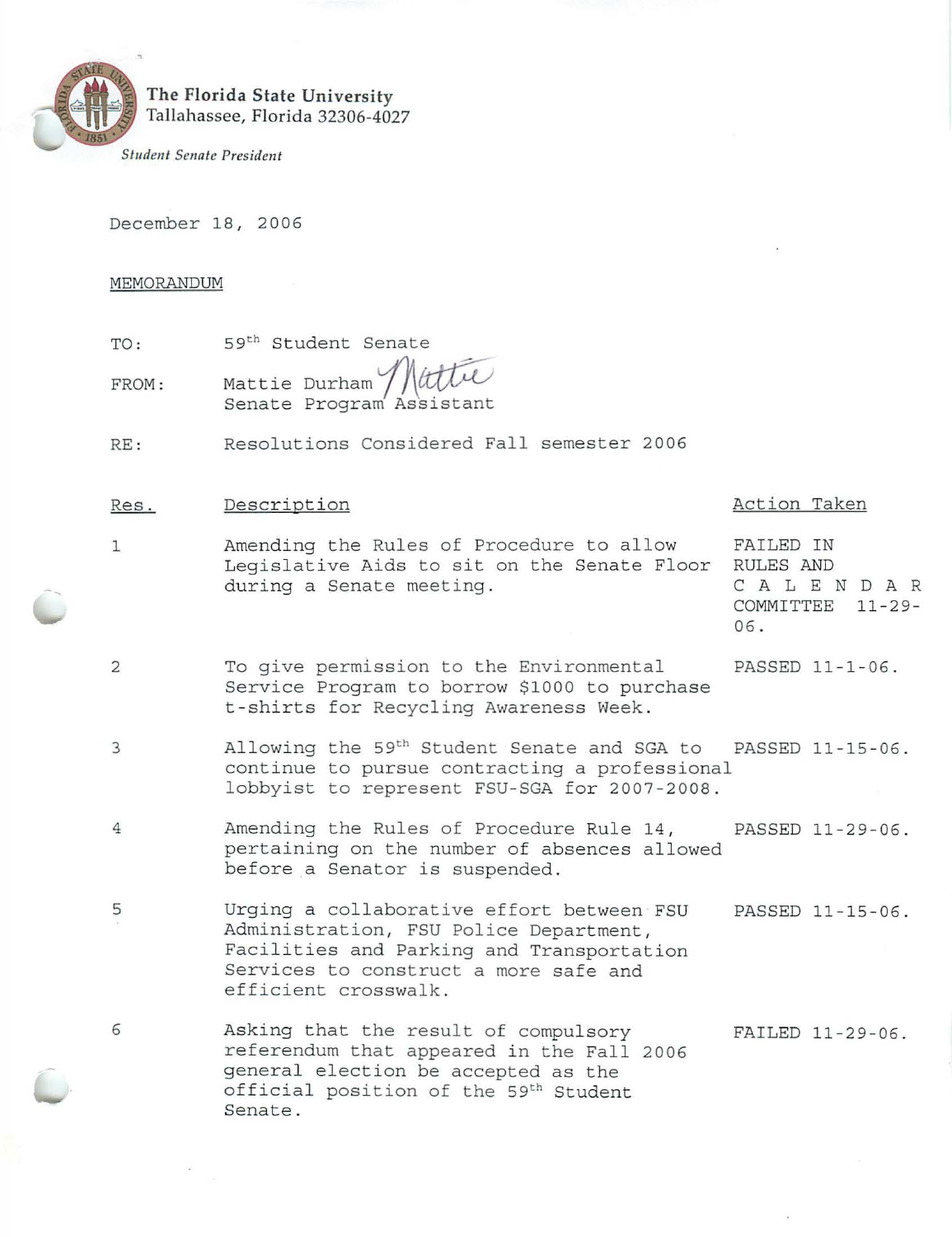The Florida State University
Tallahassee, Florida 32306-4027

*Student Senate President*

December 18, 2006

MEMORANDUM

TO: 59th Student Senate

FROM: Mattie Durham
Senate Program Assistant

RE: Resolutions Considered Fall semester 2006

| Res. | Description | Action Taken |
| --- | --- | --- |
| 1 | Amending the Rules of Procedure to allow Legislative Aids to sit on the Senate Floor during a Senate meeting. | FAILED IN RULES AND CALENDAR COMMITTEE 11-29-06. |
| 2 | To give permission to the Environmental Service Program to borrow $1000 to purchase t-shirts for Recycling Awareness Week. | PASSED 11-1-06. |
| 3 | Allowing the 59th Student Senate and SGA to continue to pursue contracting a professional lobbyist to represent FSU-SGA for 2007-2008. | PASSED 11-15-06. |
| 4 | Amending the Rules of Procedure Rule 14, pertaining on the number of absences allowed before a Senator is suspended. | PASSED 11-29-06. |
| 5 | Urging a collaborative effort between FSU Administration, FSU Police Department, Facilities and Parking and Transportation Services to construct a more safe and efficient crosswalk. | PASSED 11-15-06. |
| 6 | Asking that the result of compulsory referendum that appeared in the Fall 2006 general election be accepted as the official position of the 59th Student Senate. | FAILED 11-29-06. |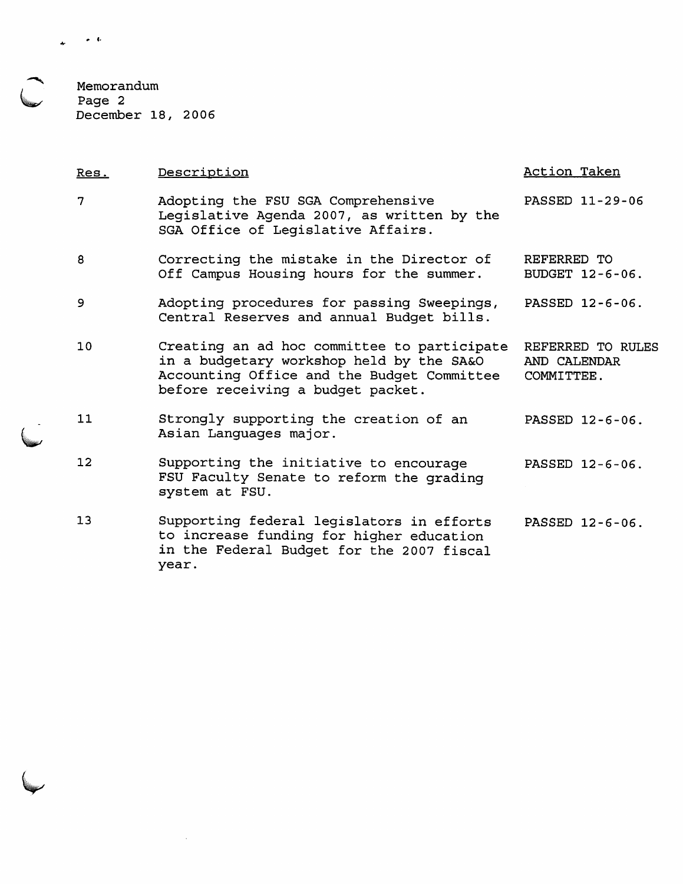Memorandum
Page 2
December 18, 2006

| Res. | Description | Action Taken |
| --- | --- | --- |
| 7 | Adopting the FSU SGA Comprehensive Legislative Agenda 2007, as written by the SGA Office of Legislative Affairs. | PASSED 11-29-06 |
| 8 | Correcting the mistake in the Director of Off Campus Housing hours for the summer. | REFERRED TO BUDGET 12-6-06. |
| 9 | Adopting procedures for passing Sweepings, Central Reserves and annual Budget bills. | PASSED 12-6-06. |
| 10 | Creating an ad hoc committee to participate in a budgetary workshop held by the SA&O Accounting Office and the Budget Committee before receiving a budget packet. | REFERRED TO RULES AND CALENDAR COMMITTEE. |
| 11 | Strongly supporting the creation of an Asian Languages major. | PASSED 12-6-06. |
| 12 | Supporting the initiative to encourage FSU Faculty Senate to reform the grading system at FSU. | PASSED 12-6-06. |
| 13 | Supporting federal legislators in efforts to increase funding for higher education in the Federal Budget for the 2007 fiscal year. | PASSED 12-6-06. |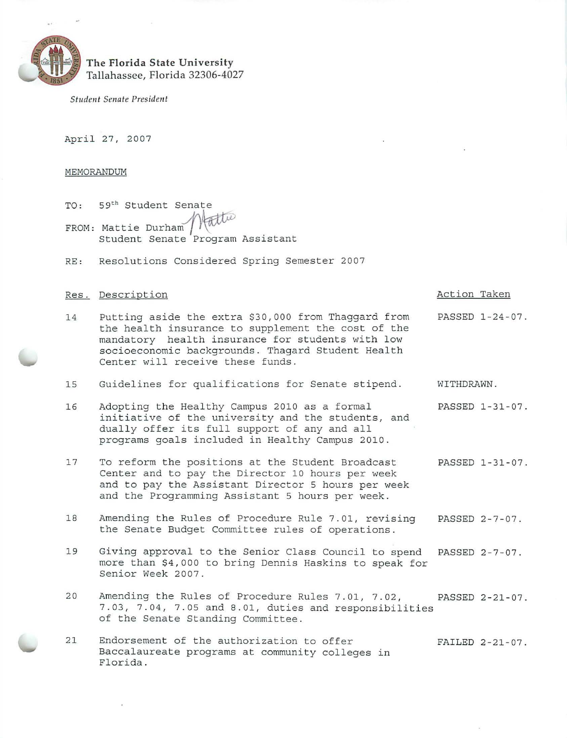**The Florida State University**
Tallahassee, Florida 32306-4027

*Student Senate President*

April 27, 2007

MEMORANDUM

TO: 59th Student Senate

FROM: Mattie Durham
Student Senate Program Assistant

RE: Resolutions Considered Spring Semester 2007

| Res. | Description | Action Taken |
|---|---|---|
| 14 | Putting aside the extra $30,000 from Thaggard from the health insurance to supplement the cost of the mandatory health insurance for students with low socioeconomic backgrounds. Thagard Student Health Center will receive these funds. | PASSED 1-24-07. |
| 15 | Guidelines for qualifications for Senate stipend. | WITHDRAWN. |
| 16 | Adopting the Healthy Campus 2010 as a formal initiative of the university and the students, and dually offer its full support of any and all programs goals included in Healthy Campus 2010. | PASSED 1-31-07. |
| 17 | To reform the positions at the Student Broadcast Center and to pay the Director 10 hours per week and to pay the Assistant Director 5 hours per week and the Programming Assistant 5 hours per week. | PASSED 1-31-07. |
| 18 | Amending the Rules of Procedure Rule 7.01, revising the Senate Budget Committee rules of operations. | PASSED 2-7-07. |
| 19 | Giving approval to the Senior Class Council to spend more than $4,000 to bring Dennis Haskins to speak for Senior Week 2007. | PASSED 2-7-07. |
| 20 | Amending the Rules of Procedure Rules 7.01, 7.02, 7.03, 7.04, 7.05 and 8.01, duties and responsibilities of the Senate Standing Committee. | PASSED 2-21-07. |
| 21 | Endorsement of the authorization to offer Baccalaureate programs at community colleges in Florida. | FAILED 2-21-07. |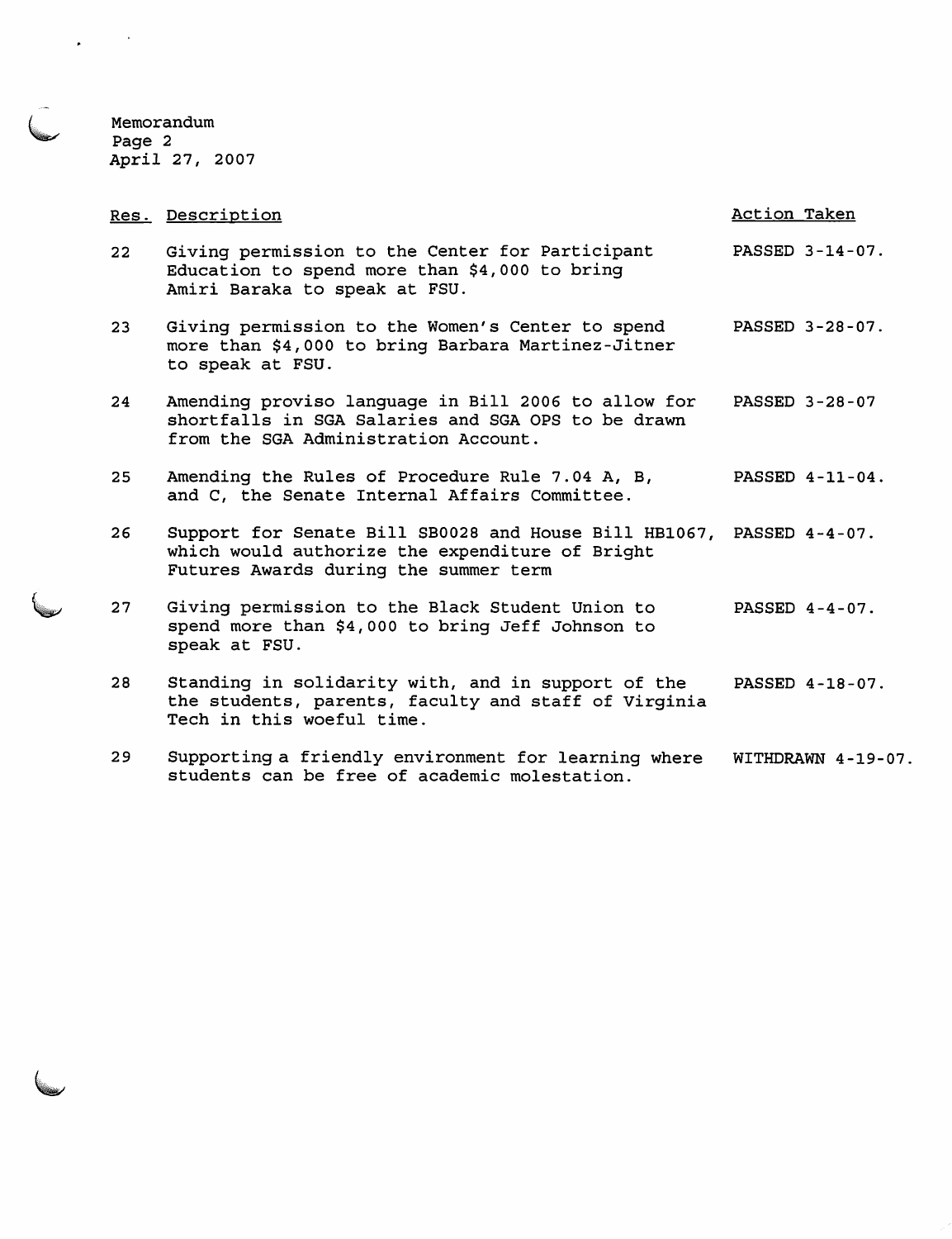Memorandum
Page 2
April 27, 2007

| Res. | Description | Action Taken |
|---|---|---|
| 22 | Giving permission to the Center for Participant Education to spend more than $4,000 to bring Amiri Baraka to speak at FSU. | PASSED 3-14-07. |
| 23 | Giving permission to the Women's Center to spend more than $4,000 to bring Barbara Martinez-Jitner to speak at FSU. | PASSED 3-28-07. |
| 24 | Amending proviso language in Bill 2006 to allow for shortfalls in SGA Salaries and SGA OPS to be drawn from the SGA Administration Account. | PASSED 3-28-07 |
| 25 | Amending the Rules of Procedure Rule 7.04 A, B, and C, the Senate Internal Affairs Committee. | PASSED 4-11-04. |
| 26 | Support for Senate Bill SB0028 and House Bill HB1067, which would authorize the expenditure of Bright Futures Awards during the summer term | PASSED 4-4-07. |
| 27 | Giving permission to the Black Student Union to spend more than $4,000 to bring Jeff Johnson to speak at FSU. | PASSED 4-4-07. |
| 28 | Standing in solidarity with, and in support of the the students, parents, faculty and staff of Virginia Tech in this woeful time. | PASSED 4-18-07. |
| 29 | Supporting a friendly environment for learning where students can be free of academic molestation. | WITHDRAWN 4-19-07. |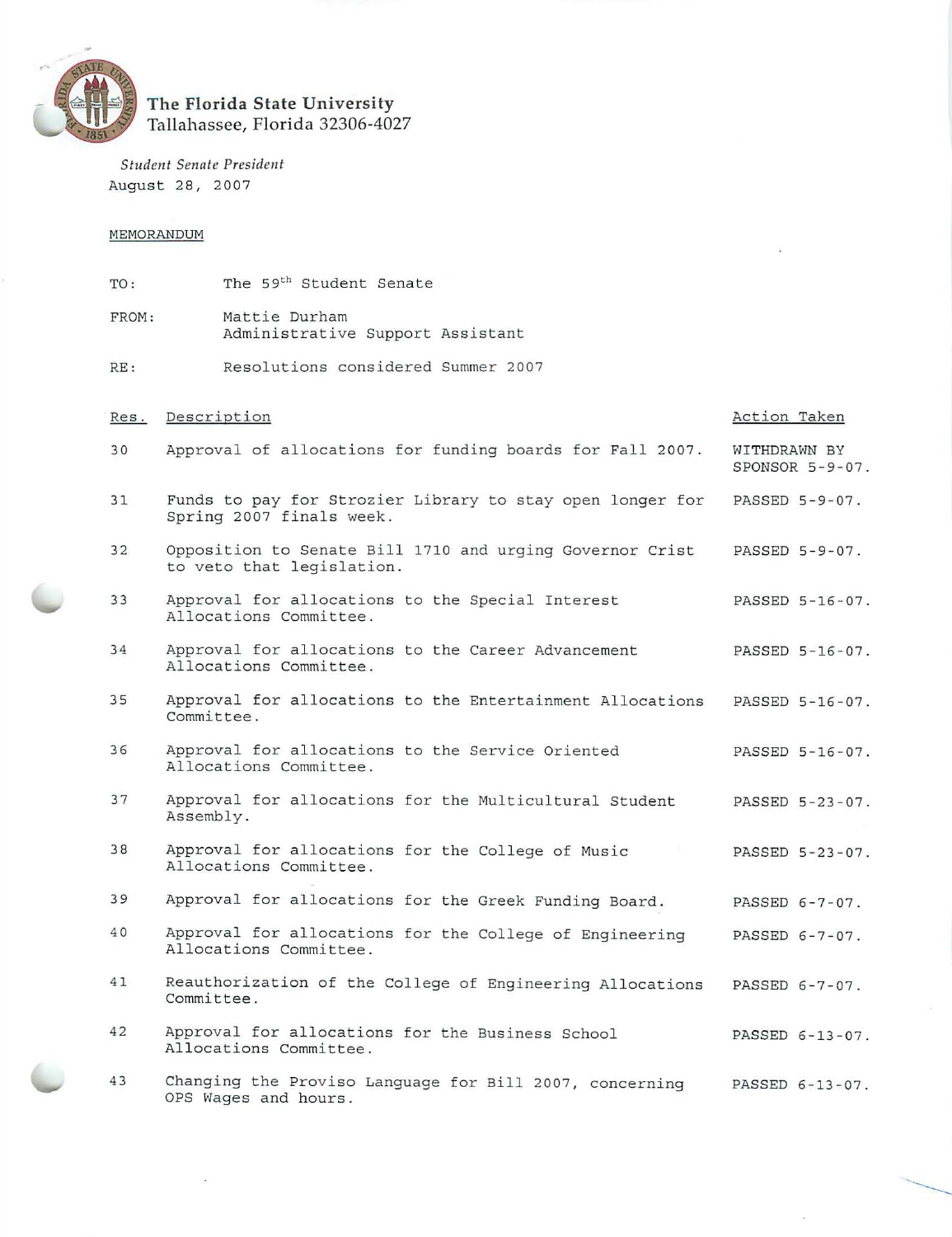**The Florida State University**
Tallahassee, Florida 32306-4027

*Student Senate President*
August 28, 2007

MEMORANDUM

TO: The 59th Student Senate

FROM: Mattie Durham
Administrative Support Assistant

RE: Resolutions considered Summer 2007

| Res. | Description | Action Taken |
|---|---|---|
| 30 | Approval of allocations for funding boards for Fall 2007. | WITHDRAWN BY SPONSOR 5-9-07. |
| 31 | Funds to pay for Strozier Library to stay open longer for Spring 2007 finals week. | PASSED 5-9-07. |
| 32 | Opposition to Senate Bill 1710 and urging Governor Crist to veto that legislation. | PASSED 5-9-07. |
| 33 | Approval for allocations to the Special Interest Allocations Committee. | PASSED 5-16-07. |
| 34 | Approval for allocations to the Career Advancement Allocations Committee. | PASSED 5-16-07. |
| 35 | Approval for allocations to the Entertainment Allocations Committee. | PASSED 5-16-07. |
| 36 | Approval for allocations to the Service Oriented Allocations Committee. | PASSED 5-16-07. |
| 37 | Approval for allocations for the Multicultural Student Assembly. | PASSED 5-23-07. |
| 38 | Approval for allocations for the College of Music Allocations Committee. | PASSED 5-23-07. |
| 39 | Approval for allocations for the Greek Funding Board. | PASSED 6-7-07. |
| 40 | Approval for allocations for the College of Engineering Allocations Committee. | PASSED 6-7-07. |
| 41 | Reauthorization of the College of Engineering Allocations Committee. | PASSED 6-7-07. |
| 42 | Approval for allocations for the Business School Allocations Committee. | PASSED 6-13-07. |
| 43 | Changing the Proviso Language for Bill 2007, concerning OPS Wages and hours. | PASSED 6-13-07. |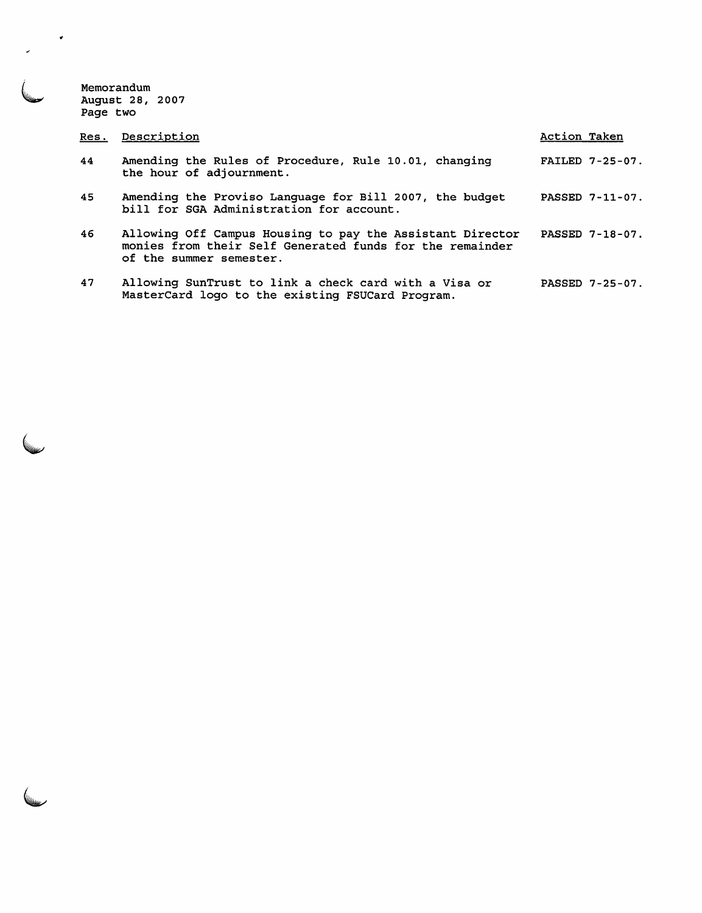Memorandum
August 28, 2007
Page two

| Res. | Description | Action Taken |
|---|---|---|
| 44 | Amending the Rules of Procedure, Rule 10.01, changing the hour of adjournment. | FAILED 7-25-07. |
| 45 | Amending the Proviso Language for Bill 2007, the budget bill for SGA Administration for account. | PASSED 7-11-07. |
| 46 | Allowing Off Campus Housing to pay the Assistant Director monies from their Self Generated funds for the remainder of the summer semester. | PASSED 7-18-07. |
| 47 | Allowing SunTrust to link a check card with a Visa or MasterCard logo to the existing FSUCard Program. | PASSED 7-25-07. |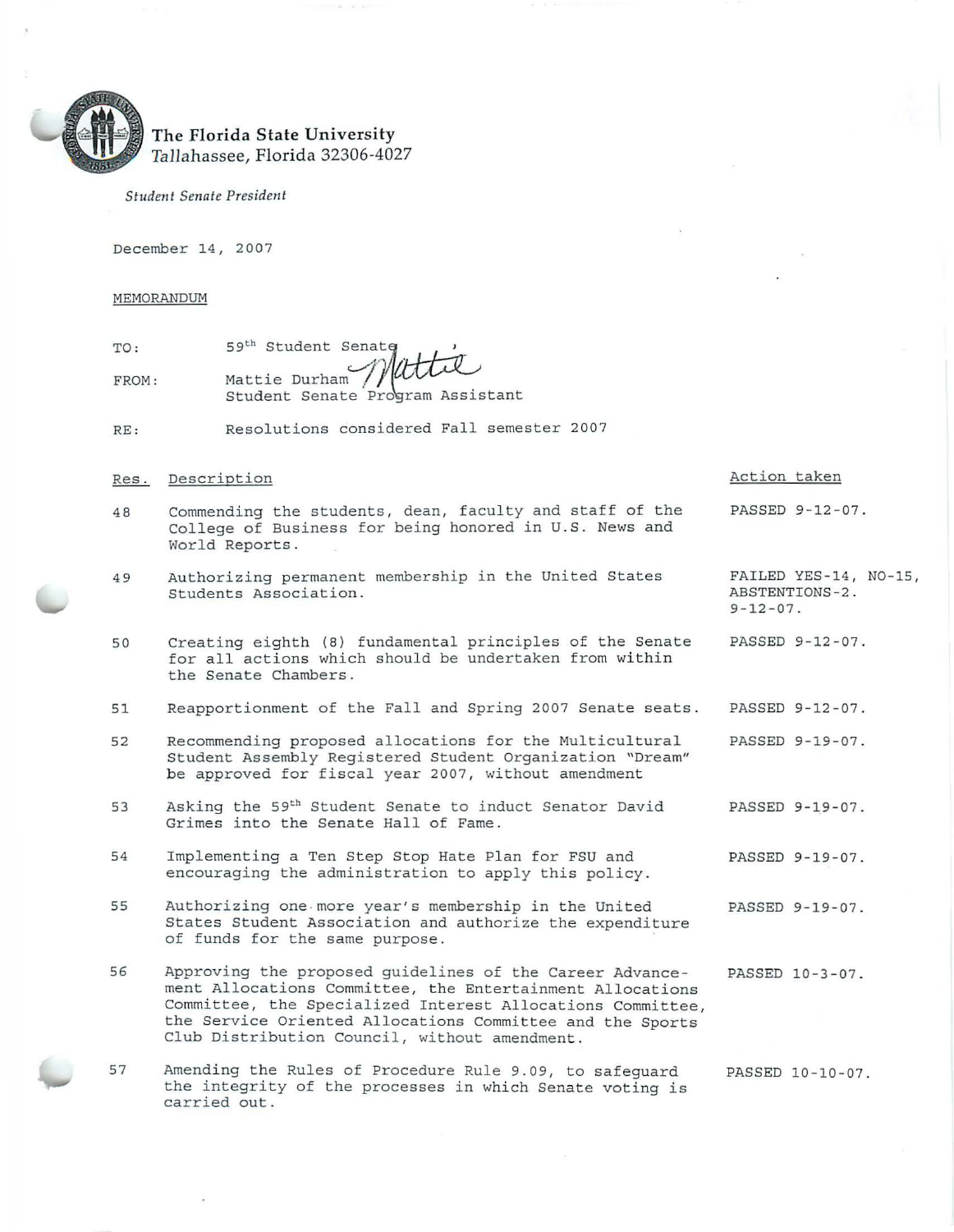**The Florida State University**
*Tallahassee, Florida 32306-4027*

*Student Senate President*

December 14, 2007

MEMORANDUM

TO: 59th Student Senate

FROM: Mattie Durham
Student Senate Program Assistant

RE: Resolutions considered Fall semester 2007

| Res. | Description | Action taken |
|---|---|---|
| 48 | Commending the students, dean, faculty and staff of the College of Business for being honored in U.S. News and World Reports. | PASSED 9-12-07. |
| 49 | Authorizing permanent membership in the United States Students Association. | FAILED YES-14, NO-15, ABSTENTIONS-2. 9-12-07. |
| 50 | Creating eighth (8) fundamental principles of the Senate for all actions which should be undertaken from within the Senate Chambers. | PASSED 9-12-07. |
| 51 | Reapportionment of the Fall and Spring 2007 Senate seats. | PASSED 9-12-07. |
| 52 | Recommending proposed allocations for the Multicultural Student Assembly Registered Student Organization "Dream" be approved for fiscal year 2007, without amendment | PASSED 9-19-07. |
| 53 | Asking the 59th Student Senate to induct Senator David Grimes into the Senate Hall of Fame. | PASSED 9-19-07. |
| 54 | Implementing a Ten Step Stop Hate Plan for FSU and encouraging the administration to apply this policy. | PASSED 9-19-07. |
| 55 | Authorizing one more year's membership in the United States Student Association and authorize the expenditure of funds for the same purpose. | PASSED 9-19-07. |
| 56 | Approving the proposed guidelines of the Career Advancement Allocations Committee, the Entertainment Allocations Committee, the Specialized Interest Allocations Committee, the Service Oriented Allocations Committee and the Sports Club Distribution Council, without amendment. | PASSED 10-3-07. |
| 57 | Amending the Rules of Procedure Rule 9.09, to safeguard the integrity of the processes in which Senate voting is carried out. | PASSED 10-10-07. |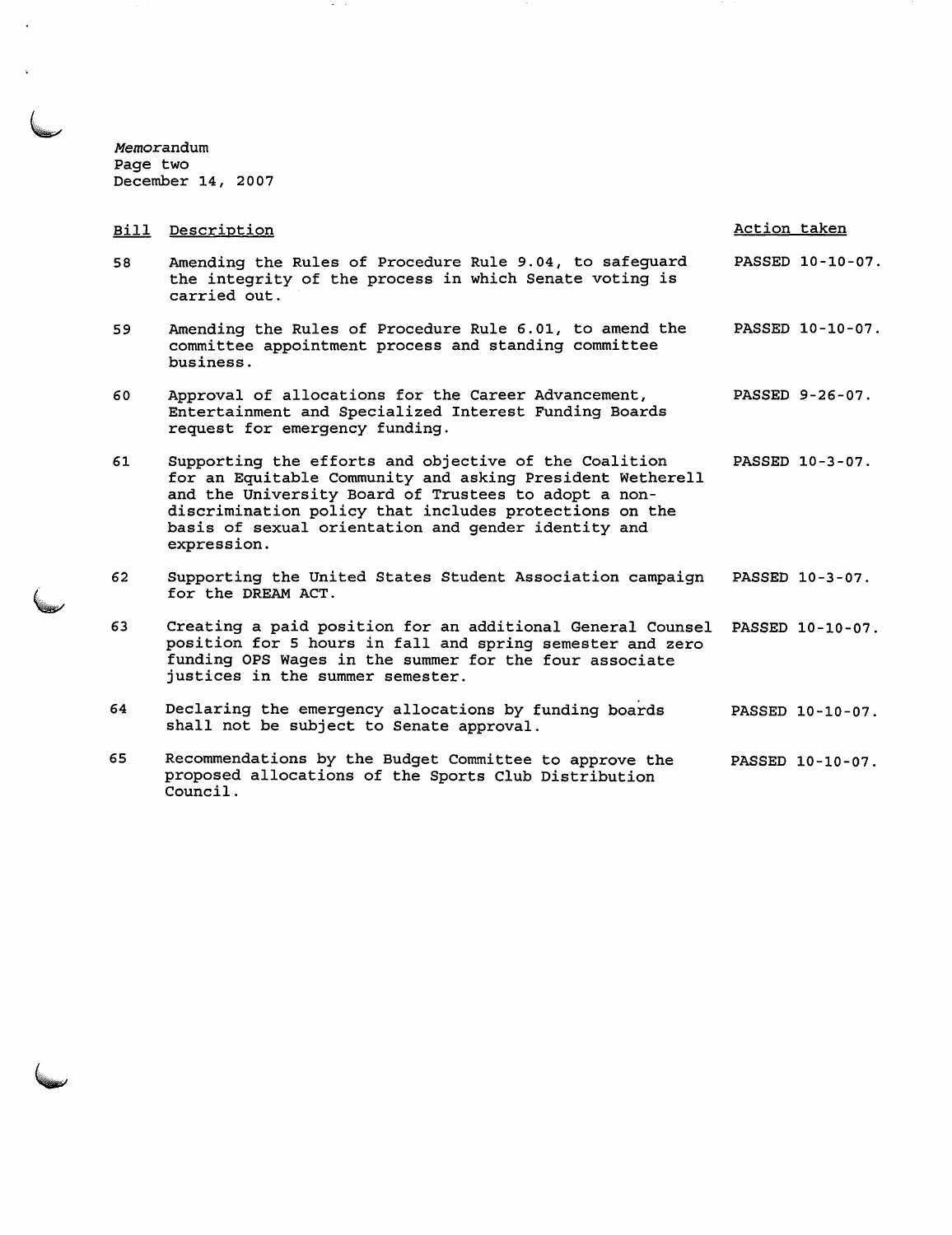*Memo*randum
Page two
December 14, 2007

| Bill | Description | Action taken |
|---|---|---|
| 58 | Amending the Rules of Procedure Rule 9.04, to safeguard the integrity of the process in which Senate voting is carried out. | PASSED 10-10-07. |
| 59 | Amending the Rules of Procedure Rule 6.01, to amend the committee appointment process and standing committee business. | PASSED 10-10-07. |
| 60 | Approval of allocations for the Career Advancement, Entertainment and Specialized Interest Funding Boards request for emergency funding. | PASSED 9-26-07. |
| 61 | Supporting the efforts and objective of the Coalition for an Equitable Community and asking President Wetherell and the University Board of Trustees to adopt a non-discrimination policy that includes protections on the basis of sexual orientation and gender identity and expression. | PASSED 10-3-07. |
| 62 | Supporting the United States Student Association campaign for the DREAM ACT. | PASSED 10-3-07. |
| 63 | Creating a paid position for an additional General Counsel position for 5 hours in fall and spring semester and zero funding OPS Wages in the summer for the four associate justices in the summer semester. | PASSED 10-10-07. |
| 64 | Declaring the emergency allocations by funding boards shall not be subject to Senate approval. | PASSED 10-10-07. |
| 65 | Recommendations by the Budget Committee to approve the proposed allocations of the Sports Club Distribution Council. | PASSED 10-10-07. |